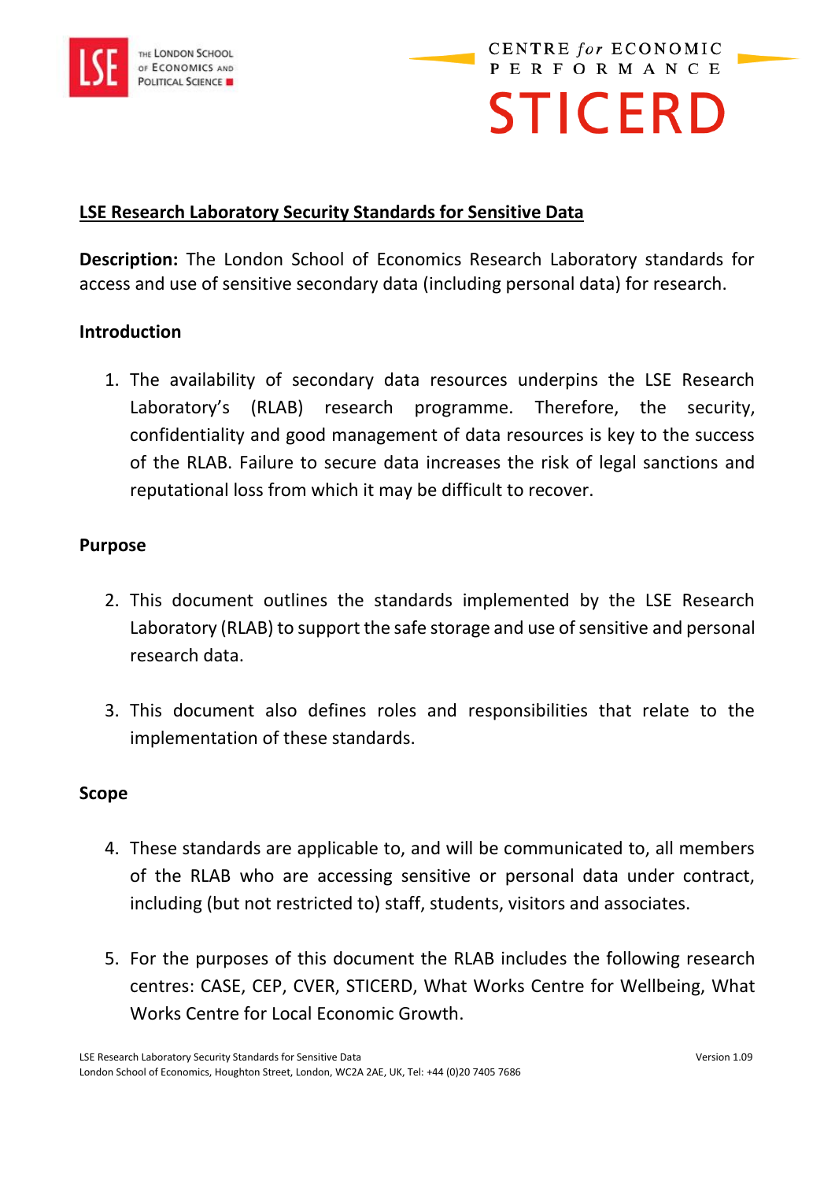# LSE Research Laboratory Security Standards for Sensitive Data

**Description:** The London School of Economics Research Laboratory standards for access and use of sensitive secondary data (including personal data) for research.

## Introduction

1. The availability of secondary data resources underpins the LSE Research Laboratory's (RLAB) research programme. Therefore, the security, confidentiality and good management of data resources is key to the success of the RLAB. Failure to secure data increases the risk of legal sanctions and reputational loss from which it may be difficult to recover.

## Purpose

2. This document outlines the standards implemented by the LSE Research Laboratory (RLAB) to support the safe storage and use of sensitive and personal research data.

3. This document also defines roles and responsibilities that relate to the implementation of these standards.

## Scope

4. These standards are applicable to, and will be communicated to, all members of the RLAB who are accessing sensitive or personal data under contract, including (but not restricted to) staff, students, visitors and associates.

5. For the purposes of this document the RLAB includes the following research centres: CASE, CEP, CVER, STICERD, What Works Centre for Wellbeing, What Works Centre for Local Economic Growth.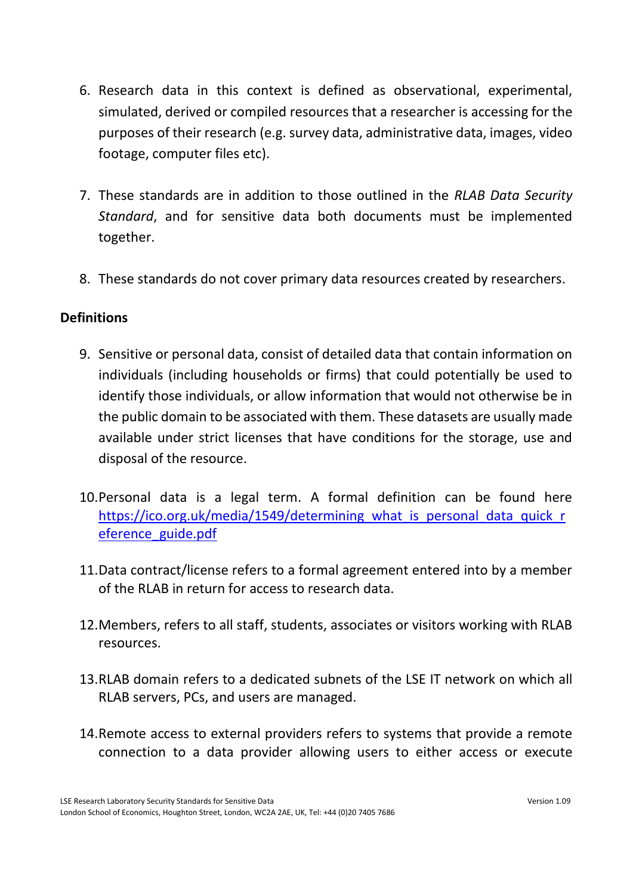6. Research data in this context is defined as observational, experimental, simulated, derived or compiled resources that a researcher is accessing for the purposes of their research (e.g. survey data, administrative data, images, video footage, computer files etc).

7. These standards are in addition to those outlined in the *RLAB Data Security Standard*, and for sensitive data both documents must be implemented together.

8. These standards do not cover primary data resources created by researchers.

**Definitions**

9. Sensitive or personal data, consist of detailed data that contain information on individuals (including households or firms) that could potentially be used to identify those individuals, or allow information that would not otherwise be in the public domain to be associated with them. These datasets are usually made available under strict licenses that have conditions for the storage, use and disposal of the resource.

10. Personal data is a legal term. A formal definition can be found here [https://ico.org.uk/media/1549/determining_what_is_personal_data_quick_reference_guide.pdf](https://ico.org.uk/media/1549/determining_what_is_personal_data_quick_reference_guide.pdf)

11. Data contract/license refers to a formal agreement entered into by a member of the RLAB in return for access to research data.

12. Members, refers to all staff, students, associates or visitors working with RLAB resources.

13. RLAB domain refers to a dedicated subnets of the LSE IT network on which all RLAB servers, PCs, and users are managed.

14. Remote access to external providers refers to systems that provide a remote connection to a data provider allowing users to either access or execute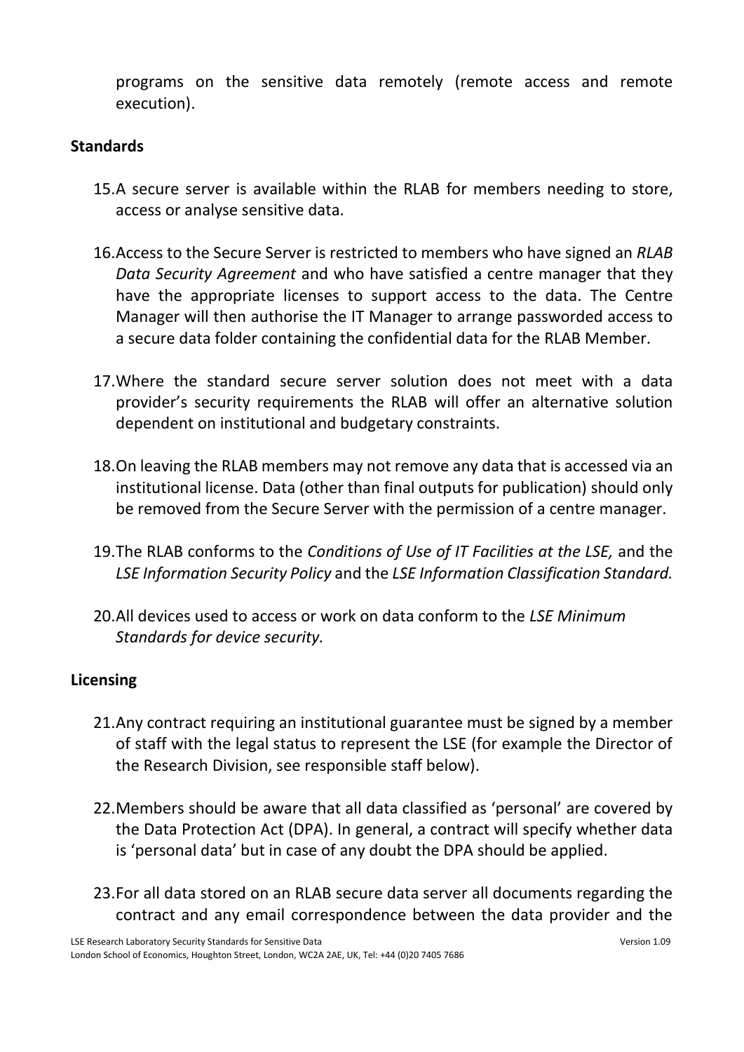programs on the sensitive data remotely (remote access and remote execution).

## Standards

15. A secure server is available within the RLAB for members needing to store, access or analyse sensitive data.

16. Access to the Secure Server is restricted to members who have signed an *RLAB Data Security Agreement* and who have satisfied a centre manager that they have the appropriate licenses to support access to the data. The Centre Manager will then authorise the IT Manager to arrange passworded access to a secure data folder containing the confidential data for the RLAB Member.

17. Where the standard secure server solution does not meet with a data provider's security requirements the RLAB will offer an alternative solution dependent on institutional and budgetary constraints.

18. On leaving the RLAB members may not remove any data that is accessed via an institutional license. Data (other than final outputs for publication) should only be removed from the Secure Server with the permission of a centre manager.

19. The RLAB conforms to the *Conditions of Use of IT Facilities at the LSE,* and the *LSE Information Security Policy* and the *LSE Information Classification Standard.*

20. All devices used to access or work on data conform to the *LSE Minimum Standards for device security.*

## Licensing

21. Any contract requiring an institutional guarantee must be signed by a member of staff with the legal status to represent the LSE (for example the Director of the Research Division, see responsible staff below).

22. Members should be aware that all data classified as 'personal' are covered by the Data Protection Act (DPA). In general, a contract will specify whether data is 'personal data' but in case of any doubt the DPA should be applied.

23. For all data stored on an RLAB secure data server all documents regarding the contract and any email correspondence between the data provider and the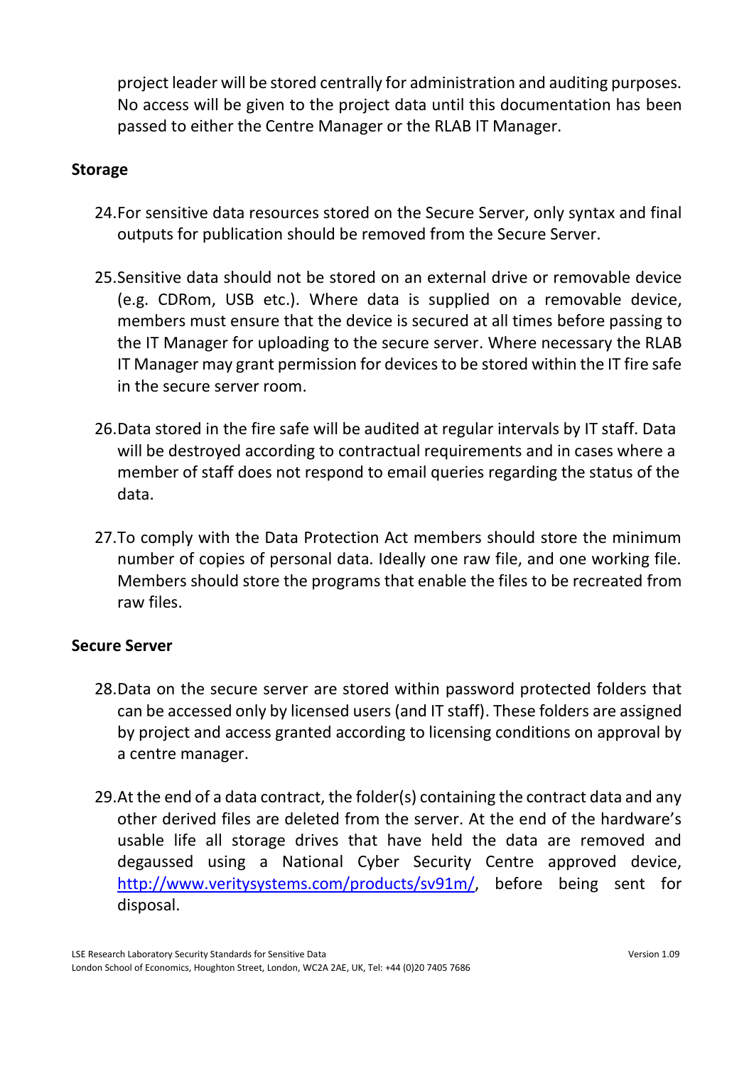project leader will be stored centrally for administration and auditing purposes. No access will be given to the project data until this documentation has been passed to either the Centre Manager or the RLAB IT Manager.

**Storage**

24. For sensitive data resources stored on the Secure Server, only syntax and final outputs for publication should be removed from the Secure Server.

25. Sensitive data should not be stored on an external drive or removable device (e.g. CDRom, USB etc.). Where data is supplied on a removable device, members must ensure that the device is secured at all times before passing to the IT Manager for uploading to the secure server. Where necessary the RLAB IT Manager may grant permission for devices to be stored within the IT fire safe in the secure server room.

26. Data stored in the fire safe will be audited at regular intervals by IT staff. Data will be destroyed according to contractual requirements and in cases where a member of staff does not respond to email queries regarding the status of the data.

27. To comply with the Data Protection Act members should store the minimum number of copies of personal data. Ideally one raw file, and one working file. Members should store the programs that enable the files to be recreated from raw files.

**Secure Server**

28. Data on the secure server are stored within password protected folders that can be accessed only by licensed users (and IT staff). These folders are assigned by project and access granted according to licensing conditions on approval by a centre manager.

29. At the end of a data contract, the folder(s) containing the contract data and any other derived files are deleted from the server. At the end of the hardware's usable life all storage drives that have held the data are removed and degaussed using a National Cyber Security Centre approved device, [http://www.veritysystems.com/products/sv91m/](http://www.veritysystems.com/products/sv91m/), before being sent for disposal.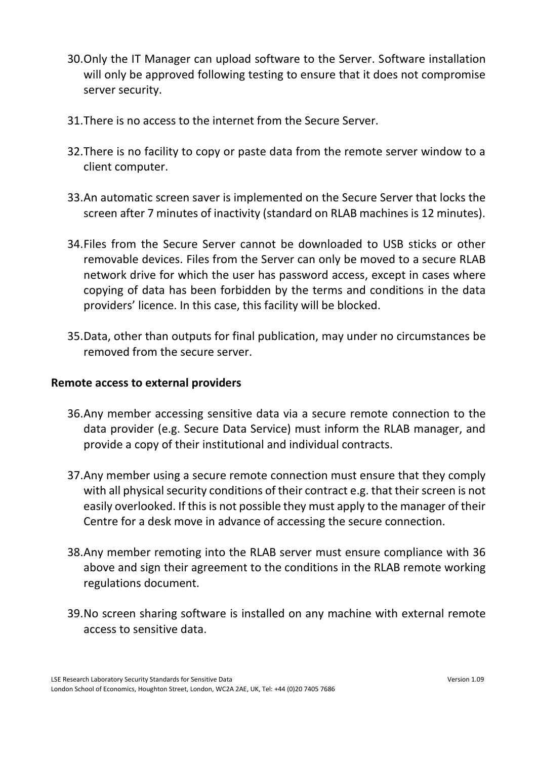30. Only the IT Manager can upload software to the Server. Software installation will only be approved following testing to ensure that it does not compromise server security.

31. There is no access to the internet from the Secure Server.

32. There is no facility to copy or paste data from the remote server window to a client computer.

33. An automatic screen saver is implemented on the Secure Server that locks the screen after 7 minutes of inactivity (standard on RLAB machines is 12 minutes).

34. Files from the Secure Server cannot be downloaded to USB sticks or other removable devices. Files from the Server can only be moved to a secure RLAB network drive for which the user has password access, except in cases where copying of data has been forbidden by the terms and conditions in the data providers' licence. In this case, this facility will be blocked.

35. Data, other than outputs for final publication, may under no circumstances be removed from the secure server.

**Remote access to external providers**

36. Any member accessing sensitive data via a secure remote connection to the data provider (e.g. Secure Data Service) must inform the RLAB manager, and provide a copy of their institutional and individual contracts.

37. Any member using a secure remote connection must ensure that they comply with all physical security conditions of their contract e.g. that their screen is not easily overlooked. If this is not possible they must apply to the manager of their Centre for a desk move in advance of accessing the secure connection.

38. Any member remoting into the RLAB server must ensure compliance with 36 above and sign their agreement to the conditions in the RLAB remote working regulations document.

39. No screen sharing software is installed on any machine with external remote access to sensitive data.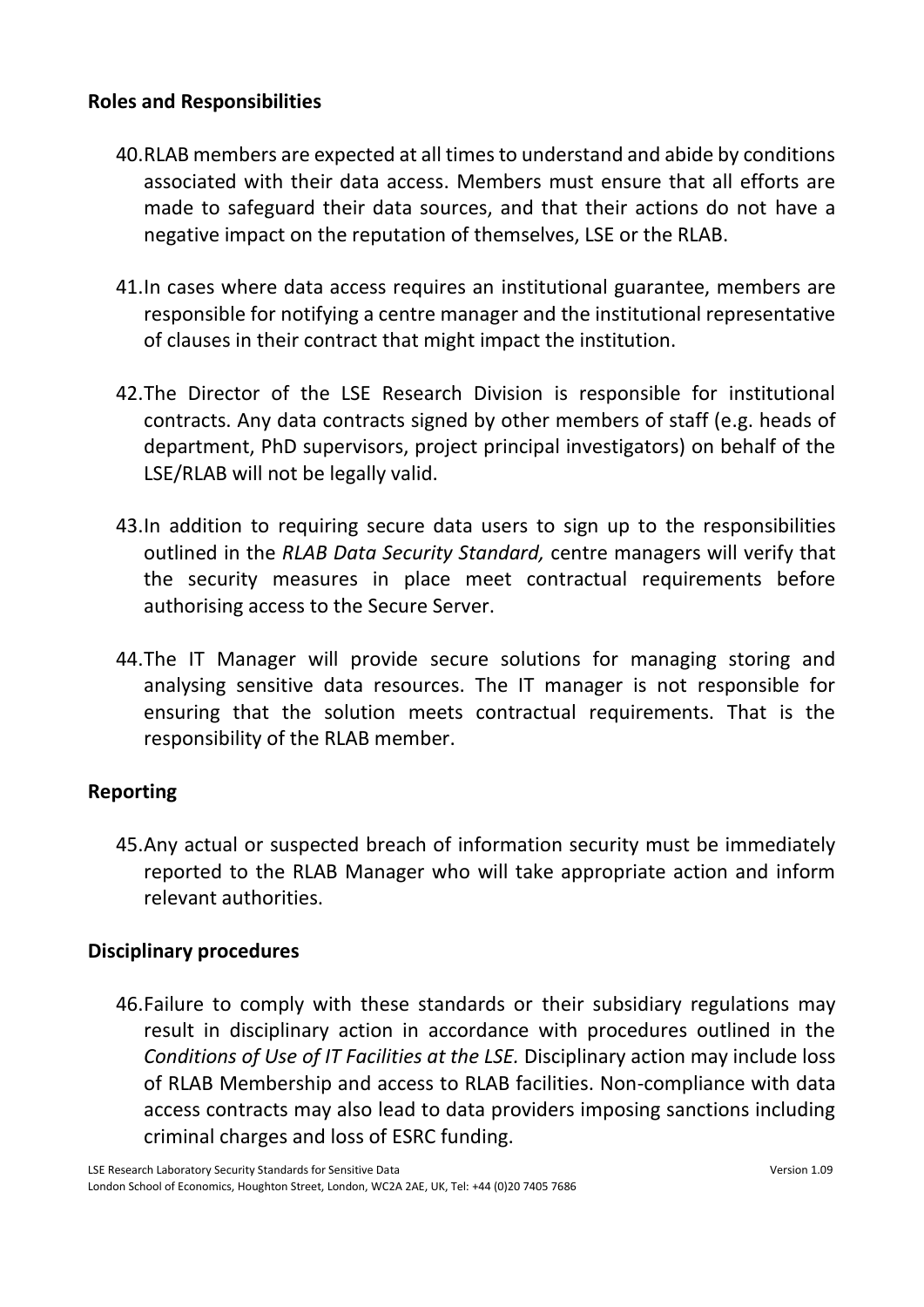## Roles and Responsibilities

40. RLAB members are expected at all times to understand and abide by conditions associated with their data access. Members must ensure that all efforts are made to safeguard their data sources, and that their actions do not have a negative impact on the reputation of themselves, LSE or the RLAB.

41. In cases where data access requires an institutional guarantee, members are responsible for notifying a centre manager and the institutional representative of clauses in their contract that might impact the institution.

42. The Director of the LSE Research Division is responsible for institutional contracts. Any data contracts signed by other members of staff (e.g. heads of department, PhD supervisors, project principal investigators) on behalf of the LSE/RLAB will not be legally valid.

43. In addition to requiring secure data users to sign up to the responsibilities outlined in the *RLAB Data Security Standard,* centre managers will verify that the security measures in place meet contractual requirements before authorising access to the Secure Server.

44. The IT Manager will provide secure solutions for managing storing and analysing sensitive data resources. The IT manager is not responsible for ensuring that the solution meets contractual requirements. That is the responsibility of the RLAB member.

## Reporting

45. Any actual or suspected breach of information security must be immediately reported to the RLAB Manager who will take appropriate action and inform relevant authorities.

## Disciplinary procedures

46. Failure to comply with these standards or their subsidiary regulations may result in disciplinary action in accordance with procedures outlined in the *Conditions of Use of IT Facilities at the LSE.* Disciplinary action may include loss of RLAB Membership and access to RLAB facilities. Non-compliance with data access contracts may also lead to data providers imposing sanctions including criminal charges and loss of ESRC funding.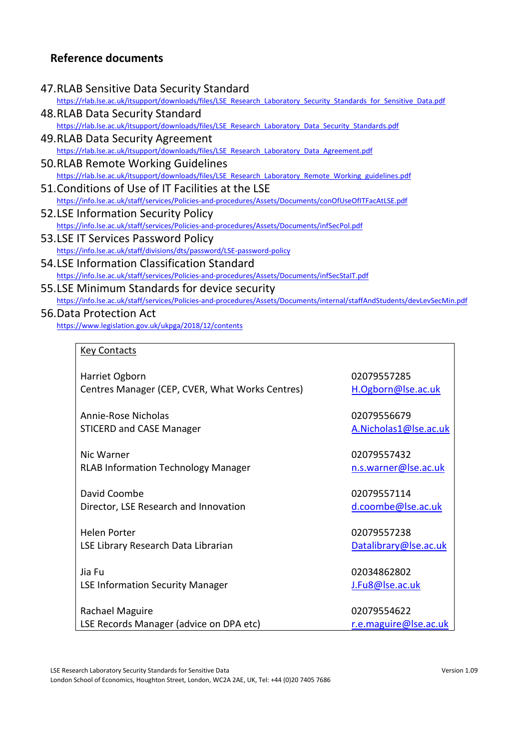## Reference documents

47. RLAB Sensitive Data Security Standard
    https://rlab.lse.ac.uk/itsupport/downloads/files/LSE_Research_Laboratory_Security_Standards_for_Sensitive_Data.pdf
48. RLAB Data Security Standard
    https://rlab.lse.ac.uk/itsupport/downloads/files/LSE_Research_Laboratory_Data_Security_Standards.pdf
49. RLAB Data Security Agreement
    https://rlab.lse.ac.uk/itsupport/downloads/files/LSE_Research_Laboratory_Data_Agreement.pdf
50. RLAB Remote Working Guidelines
    https://rlab.lse.ac.uk/itsupport/downloads/files/LSE_Research_Laboratory_Remote_Working_guidelines.pdf
51. Conditions of Use of IT Facilities at the LSE
    https://info.lse.ac.uk/staff/services/Policies-and-procedures/Assets/Documents/conOfUseOfITFacAtLSE.pdf
52. LSE Information Security Policy
    https://info.lse.ac.uk/staff/services/Policies-and-procedures/Assets/Documents/infSecPol.pdf
53. LSE IT Services Password Policy
    https://info.lse.ac.uk/staff/divisions/dts/password/LSE-password-policy
54. LSE Information Classification Standard
    https://info.lse.ac.uk/staff/services/Policies-and-procedures/Assets/Documents/infSecStaIT.pdf
55. LSE Minimum Standards for device security
    https://info.lse.ac.uk/staff/services/Policies-and-procedures/Assets/Documents/internal/staffAndStudents/devLevSecMin.pdf
56. Data Protection Act
    https://www.legislation.gov.uk/ukpga/2018/12/contents

| Key Contacts | |
|---|---|
| Harriet Ogborn<br>Centres Manager (CEP, CVER, What Works Centres) | 02079557285<br>H.Ogborn@lse.ac.uk |
| Annie-Rose Nicholas<br>STICERD and CASE Manager | 02079556679<br>A.Nicholas1@lse.ac.uk |
| Nic Warner<br>RLAB Information Technology Manager | 02079557432<br>n.s.warner@lse.ac.uk |
| David Coombe<br>Director, LSE Research and Innovation | 02079557114<br>d.coombe@lse.ac.uk |
| Helen Porter<br>LSE Library Research Data Librarian | 02079557238<br>Datalibrary@lse.ac.uk |
| Jia Fu<br>LSE Information Security Manager | 02034862802<br>J.Fu8@lse.ac.uk |
| Rachael Maguire<br>LSE Records Manager (advice on DPA etc) | 02079554622<br>r.e.maguire@lse.ac.uk |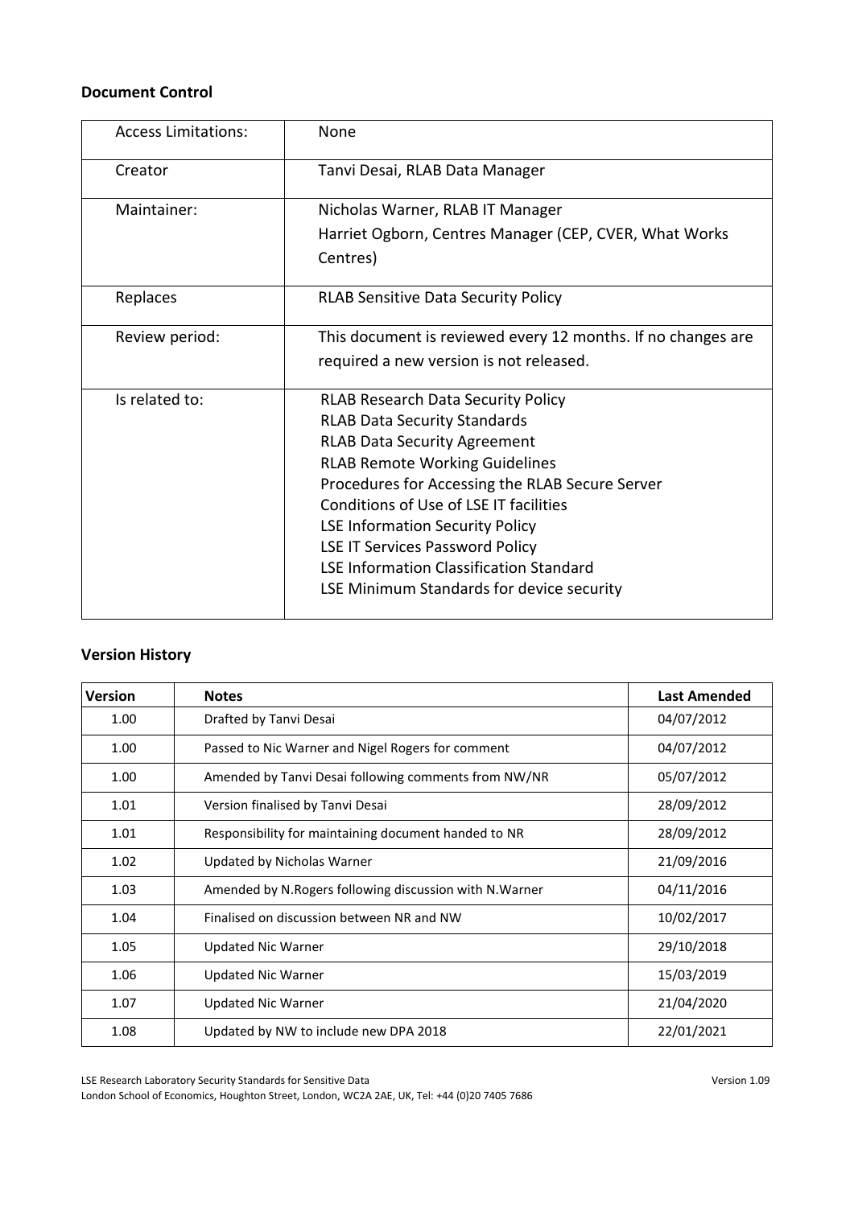## Document Control

| Access Limitations: | None |
|---|---|
| Creator | Tanvi Desai, RLAB Data Manager |
| Maintainer: | Nicholas Warner, RLAB IT Manager<br>Harriet Ogborn, Centres Manager (CEP, CVER, What Works Centres) |
| Replaces | RLAB Sensitive Data Security Policy |
| Review period: | This document is reviewed every 12 months. If no changes are required a new version is not released. |
| Is related to: | RLAB Research Data Security Policy<br>RLAB Data Security Standards<br>RLAB Data Security Agreement<br>RLAB Remote Working Guidelines<br>Procedures for Accessing the RLAB Secure Server<br>Conditions of Use of LSE IT facilities<br>LSE Information Security Policy<br>LSE IT Services Password Policy<br>LSE Information Classification Standard<br>LSE Minimum Standards for device security |

## Version History

| Version | Notes | Last Amended |
|---|---|---|
| 1.00 | Drafted by Tanvi Desai | 04/07/2012 |
| 1.00 | Passed to Nic Warner and Nigel Rogers for comment | 04/07/2012 |
| 1.00 | Amended by Tanvi Desai following comments from NW/NR | 05/07/2012 |
| 1.01 | Version finalised by Tanvi Desai | 28/09/2012 |
| 1.01 | Responsibility for maintaining document handed to NR | 28/09/2012 |
| 1.02 | Updated by Nicholas Warner | 21/09/2016 |
| 1.03 | Amended by N.Rogers following discussion with N.Warner | 04/11/2016 |
| 1.04 | Finalised on discussion between NR and NW | 10/02/2017 |
| 1.05 | Updated Nic Warner | 29/10/2018 |
| 1.06 | Updated Nic Warner | 15/03/2019 |
| 1.07 | Updated Nic Warner | 21/04/2020 |
| 1.08 | Updated by NW to include new DPA 2018 | 22/01/2021 |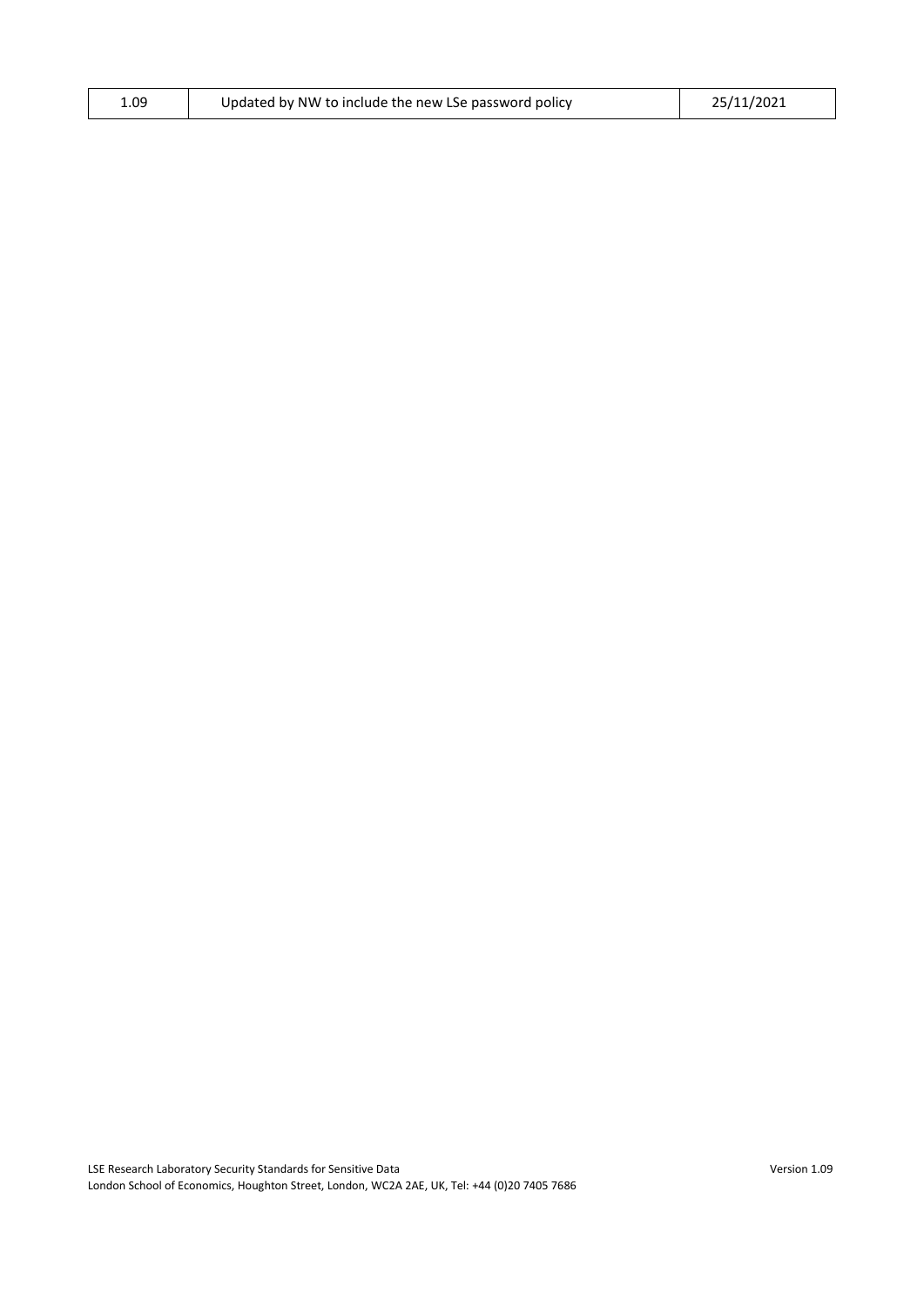| | | |
|---|---|---|
| 1.09 | Updated by NW to include the new LSe password policy | 25/11/2021 |